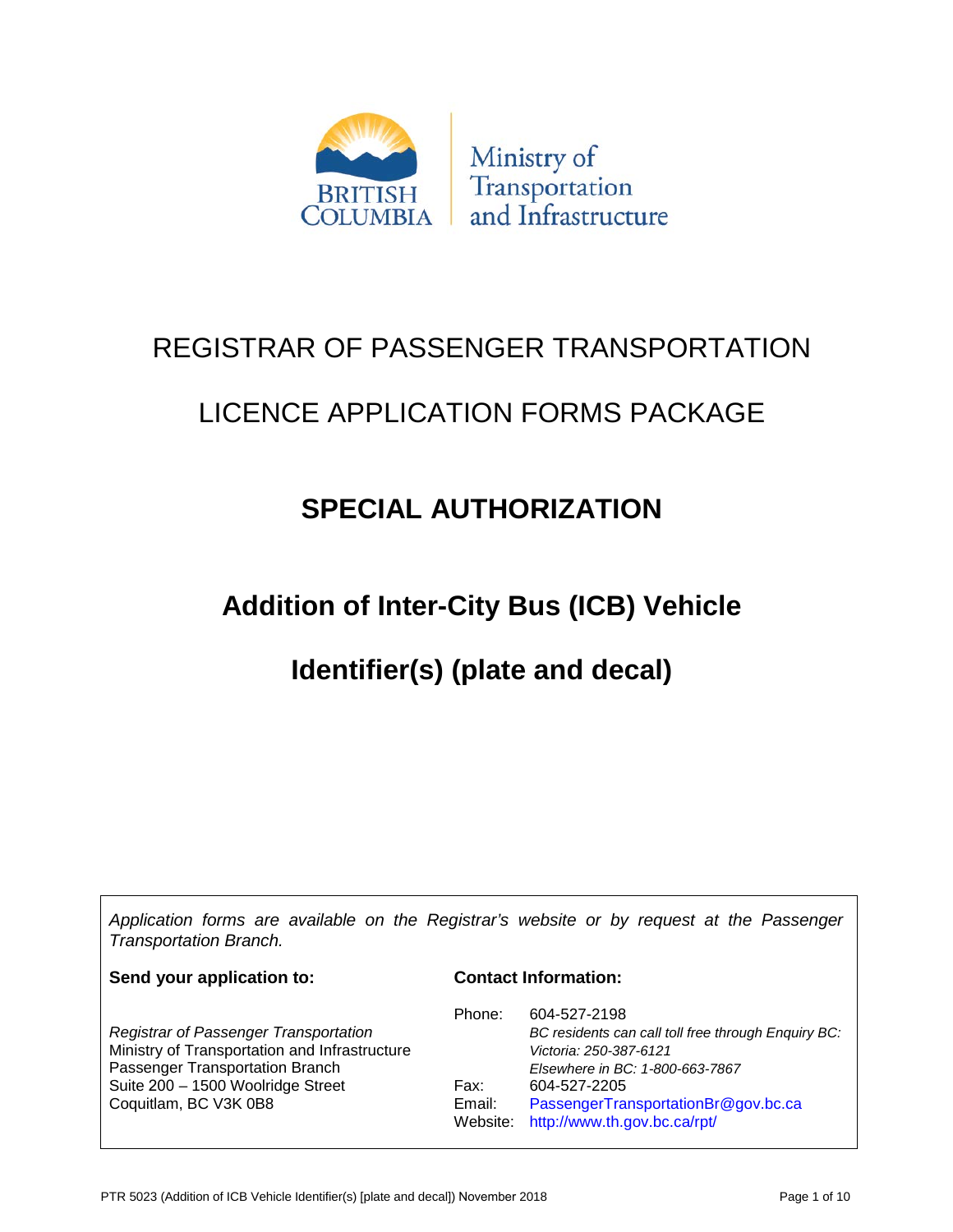Ministry of Transportation and Infrastructure

# REGISTRAR OF PASSENGER TRANSPORTATION

# LICENCE APPLICATION FORMS PACKAGE

## SPECIAL AUTHORIZATION

## Addition of Inter-City Bus (ICB) Vehicle Identifier(s) (plate and decal)

*Application forms are available on the Registrar's website or by request at the Passenger Transportation Branch.*

**Send your application to:**

*Registrar of Passenger Transportation*
Ministry of Transportation and Infrastructure
Passenger Transportation Branch
Suite 200 – 1500 Woolridge Street
Coquitlam, BC V3K 0B8

**Contact Information:**

Phone: 604-527-2198
*BC residents can call toll free through Enquiry BC:*
*Victoria: 250-387-6121*
*Elsewhere in BC: 1-800-663-7867*
Fax: 604-527-2205
Email: PassengerTransportationBr@gov.bc.ca
Website: http://www.th.gov.bc.ca/rpt/

PTR 5023 (Addition of ICB Vehicle Identifier(s) [plate and decal]) November 2018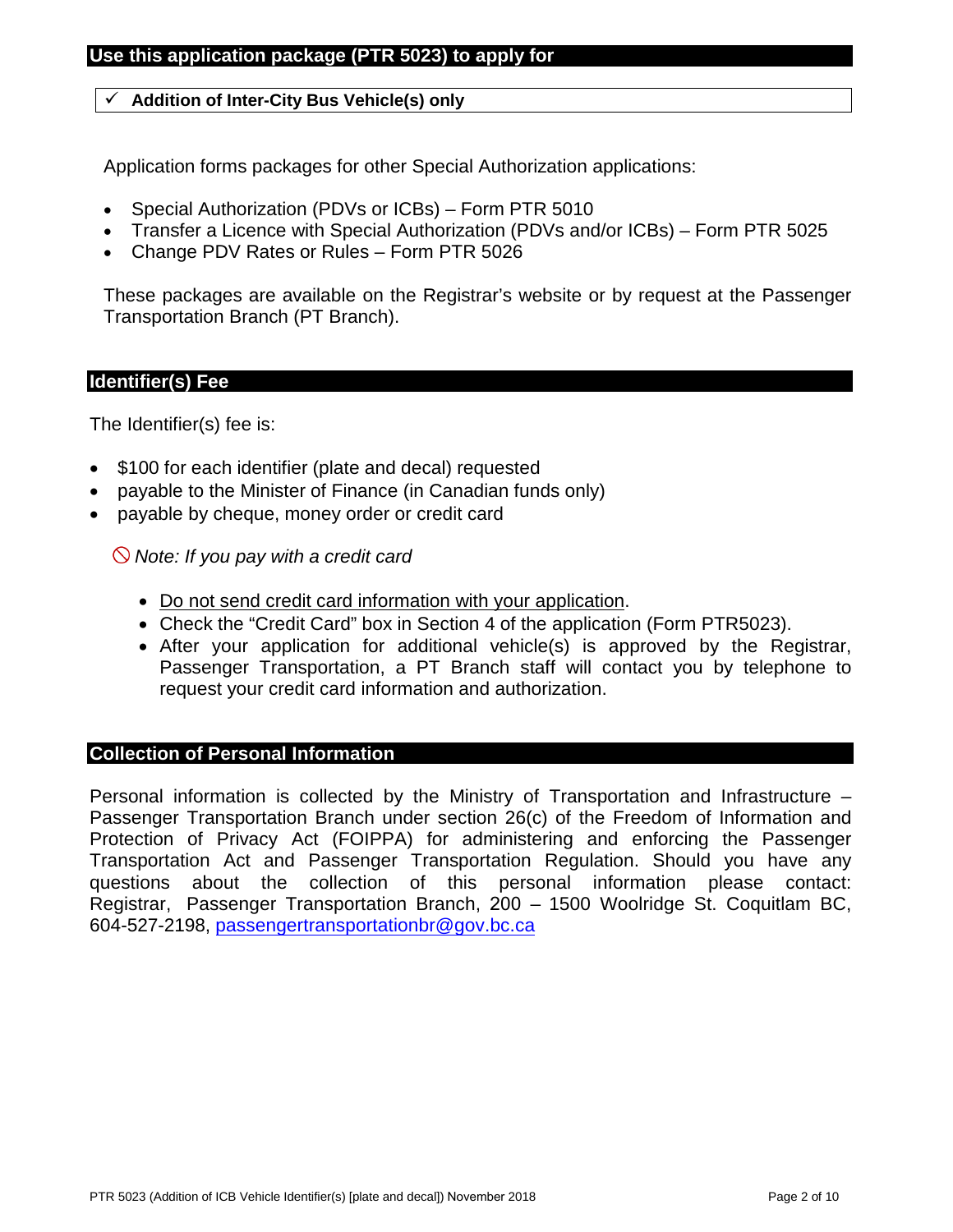## Use this application package (PTR 5023) to apply for

- ✓ **Addition of Inter-City Bus Vehicle(s) only**

Application forms packages for other Special Authorization applications:

- Special Authorization (PDVs or ICBs) – Form PTR 5010
- Transfer a Licence with Special Authorization (PDVs and/or ICBs) – Form PTR 5025
- Change PDV Rates or Rules – Form PTR 5026

These packages are available on the Registrar's website or by request at the Passenger Transportation Branch (PT Branch).

## Identifier(s) Fee

The Identifier(s) fee is:

- $100 for each identifier (plate and decal) requested
- payable to the Minister of Finance (in Canadian funds only)
- payable by cheque, money order or credit card

⃠ *Note: If you pay with a credit card*

- Do not send credit card information with your application.
- Check the "Credit Card" box in Section 4 of the application (Form PTR5023).
- After your application for additional vehicle(s) is approved by the Registrar, Passenger Transportation, a PT Branch staff will contact you by telephone to request your credit card information and authorization.

## Collection of Personal Information

Personal information is collected by the Ministry of Transportation and Infrastructure – Passenger Transportation Branch under section 26(c) of the Freedom of Information and Protection of Privacy Act (FOIPPA) for administering and enforcing the Passenger Transportation Act and Passenger Transportation Regulation. Should you have any questions about the collection of this personal information please contact: Registrar, Passenger Transportation Branch, 200 – 1500 Woolridge St. Coquitlam BC, 604-527-2198, passengertransportationbr@gov.bc.ca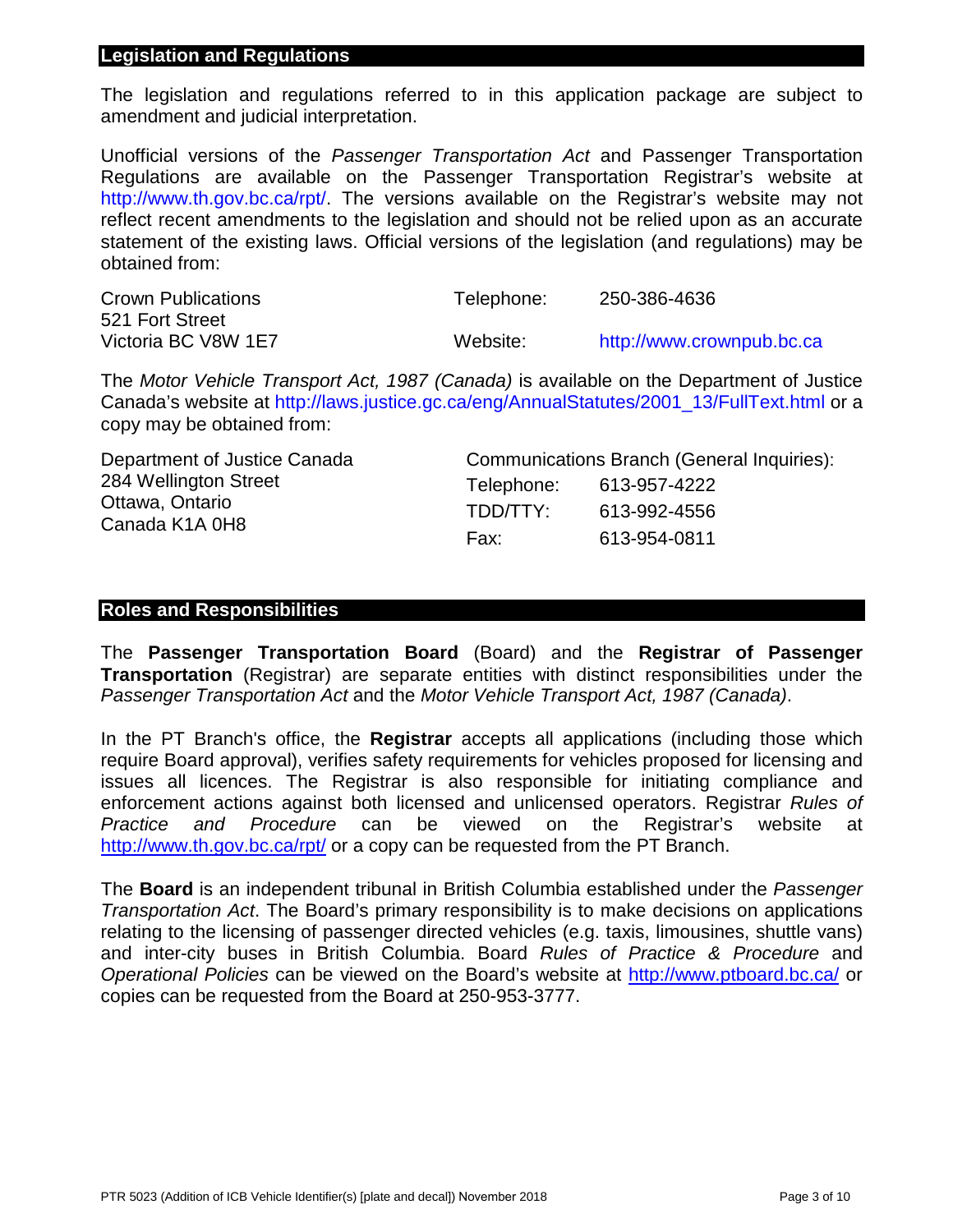## Legislation and Regulations

The legislation and regulations referred to in this application package are subject to amendment and judicial interpretation.

Unofficial versions of the *Passenger Transportation Act* and Passenger Transportation Regulations are available on the Passenger Transportation Registrar's website at http://www.th.gov.bc.ca/rpt/. The versions available on the Registrar's website may not reflect recent amendments to the legislation and should not be relied upon as an accurate statement of the existing laws. Official versions of the legislation (and regulations) may be obtained from:

Crown Publications
521 Fort Street
Victoria BC V8W 1E7

Telephone: 250-386-4636
Website: http://www.crownpub.bc.ca

The *Motor Vehicle Transport Act, 1987 (Canada)* is available on the Department of Justice Canada's website at http://laws.justice.gc.ca/eng/AnnualStatutes/2001_13/FullText.html or a copy may be obtained from:

Department of Justice Canada
284 Wellington Street
Ottawa, Ontario
Canada K1A 0H8

Communications Branch (General Inquiries):
Telephone: 613-957-4222
TDD/TTY: 613-992-4556
Fax: 613-954-0811

## Roles and Responsibilities

The **Passenger Transportation Board** (Board) and the **Registrar of Passenger Transportation** (Registrar) are separate entities with distinct responsibilities under the *Passenger Transportation Act* and the *Motor Vehicle Transport Act, 1987 (Canada)*.

In the PT Branch's office, the **Registrar** accepts all applications (including those which require Board approval), verifies safety requirements for vehicles proposed for licensing and issues all licences. The Registrar is also responsible for initiating compliance and enforcement actions against both licensed and unlicensed operators. Registrar *Rules of Practice and Procedure* can be viewed on the Registrar's website at http://www.th.gov.bc.ca/rpt/ or a copy can be requested from the PT Branch.

The **Board** is an independent tribunal in British Columbia established under the *Passenger Transportation Act*. The Board's primary responsibility is to make decisions on applications relating to the licensing of passenger directed vehicles (e.g. taxis, limousines, shuttle vans) and inter-city buses in British Columbia. Board *Rules of Practice & Procedure* and *Operational Policies* can be viewed on the Board's website at http://www.ptboard.bc.ca/ or copies can be requested from the Board at 250-953-3777.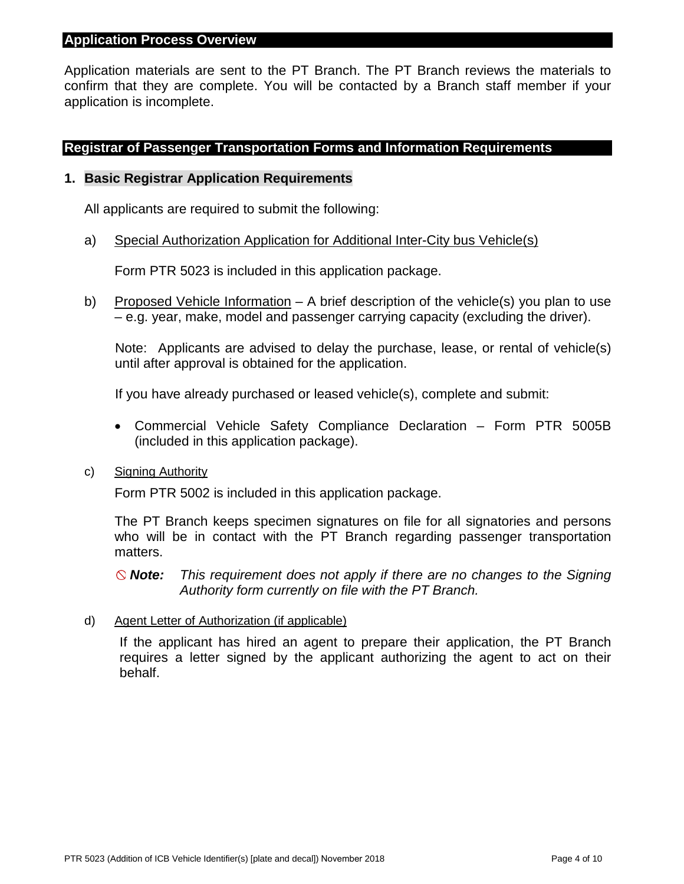## Application Process Overview

Application materials are sent to the PT Branch. The PT Branch reviews the materials to confirm that they are complete. You will be contacted by a Branch staff member if your application is incomplete.

## Registrar of Passenger Transportation Forms and Information Requirements

### 1. Basic Registrar Application Requirements

All applicants are required to submit the following:

a) Special Authorization Application for Additional Inter-City bus Vehicle(s)

Form PTR 5023 is included in this application package.

b) Proposed Vehicle Information – A brief description of the vehicle(s) you plan to use – e.g. year, make, model and passenger carrying capacity (excluding the driver).

Note: Applicants are advised to delay the purchase, lease, or rental of vehicle(s) until after approval is obtained for the application.

If you have already purchased or leased vehicle(s), complete and submit:

- Commercial Vehicle Safety Compliance Declaration – Form PTR 5005B (included in this application package).

c) Signing Authority

Form PTR 5002 is included in this application package.

The PT Branch keeps specimen signatures on file for all signatories and persons who will be in contact with the PT Branch regarding passenger transportation matters.

⃠ ***Note:*** *This requirement does not apply if there are no changes to the Signing Authority form currently on file with the PT Branch.*

d) Agent Letter of Authorization (if applicable)

If the applicant has hired an agent to prepare their application, the PT Branch requires a letter signed by the applicant authorizing the agent to act on their behalf.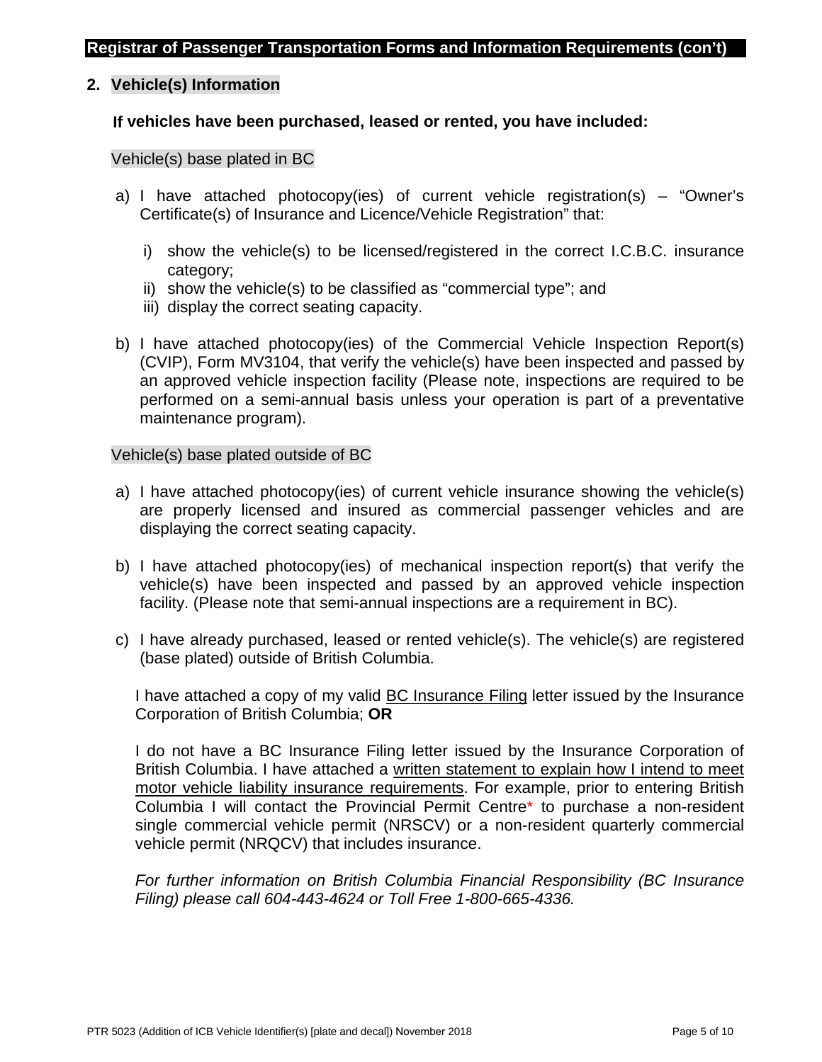## 2. Vehicle(s) Information

**If vehicles have been purchased, leased or rented, you have included:**

Vehicle(s) base plated in BC

a) I have attached photocopy(ies) of current vehicle registration(s) – "Owner's Certificate(s) of Insurance and Licence/Vehicle Registration" that:

   i) show the vehicle(s) to be licensed/registered in the correct I.C.B.C. insurance category;
   ii) show the vehicle(s) to be classified as "commercial type"; and
   iii) display the correct seating capacity.

b) I have attached photocopy(ies) of the Commercial Vehicle Inspection Report(s) (CVIP), Form MV3104, that verify the vehicle(s) have been inspected and passed by an approved vehicle inspection facility (Please note, inspections are required to be performed on a semi-annual basis unless your operation is part of a preventative maintenance program).

Vehicle(s) base plated outside of BC

a) I have attached photocopy(ies) of current vehicle insurance showing the vehicle(s) are properly licensed and insured as commercial passenger vehicles and are displaying the correct seating capacity.

b) I have attached photocopy(ies) of mechanical inspection report(s) that verify the vehicle(s) have been inspected and passed by an approved vehicle inspection facility. (Please note that semi-annual inspections are a requirement in BC).

c) I have already purchased, leased or rented vehicle(s). The vehicle(s) are registered (base plated) outside of British Columbia.

   I have attached a copy of my valid BC Insurance Filing letter issued by the Insurance Corporation of British Columbia; **OR**

   I do not have a BC Insurance Filing letter issued by the Insurance Corporation of British Columbia. I have attached a written statement to explain how I intend to meet motor vehicle liability insurance requirements. For example, prior to entering British Columbia I will contact the Provincial Permit Centre* to purchase a non-resident single commercial vehicle permit (NRSCV) or a non-resident quarterly commercial vehicle permit (NRQCV) that includes insurance.

   *For further information on British Columbia Financial Responsibility (BC Insurance Filing) please call 604-443-4624 or Toll Free 1-800-665-4336.*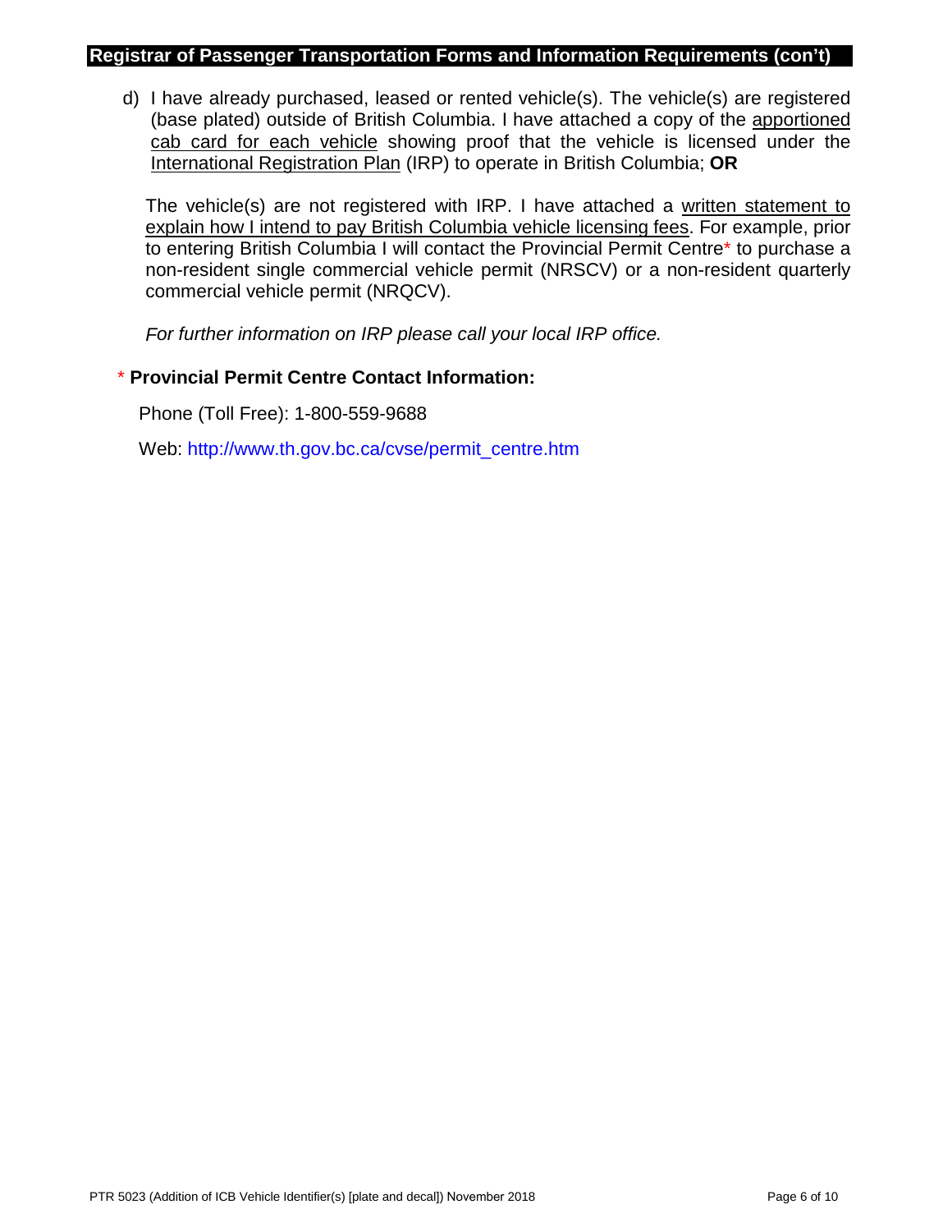## Registrar of Passenger Transportation Forms and Information Requirements (con't)

d) I have already purchased, leased or rented vehicle(s). The vehicle(s) are registered (base plated) outside of British Columbia. I have attached a copy of the apportioned cab card for each vehicle showing proof that the vehicle is licensed under the International Registration Plan (IRP) to operate in British Columbia; **OR**

The vehicle(s) are not registered with IRP. I have attached a written statement to explain how I intend to pay British Columbia vehicle licensing fees. For example, prior to entering British Columbia I will contact the Provincial Permit Centre* to purchase a non-resident single commercial vehicle permit (NRSCV) or a non-resident quarterly commercial vehicle permit (NRQCV).

*For further information on IRP please call your local IRP office.*

\* **Provincial Permit Centre Contact Information:**

Phone (Toll Free): 1-800-559-9688

Web: http://www.th.gov.bc.ca/cvse/permit_centre.htm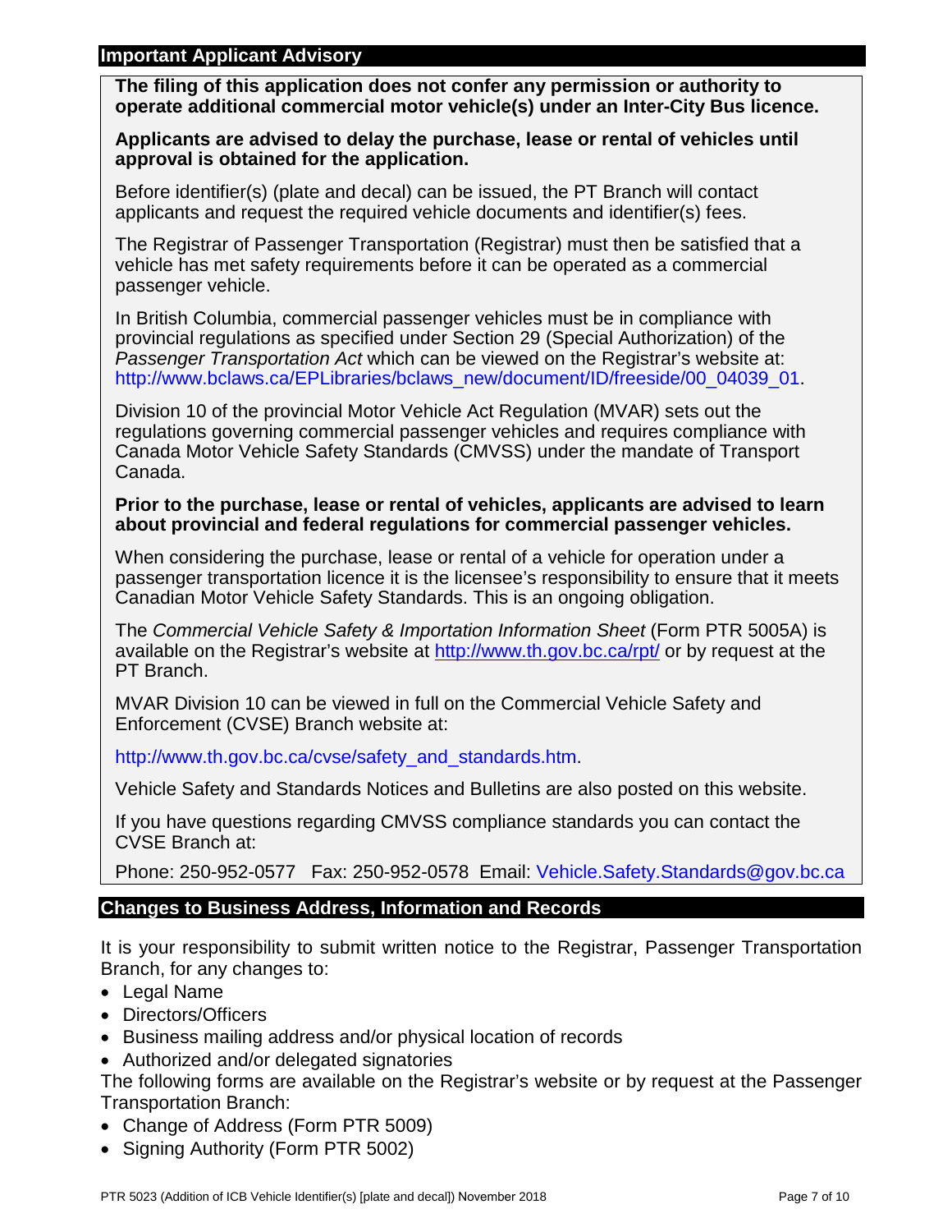## Important Applicant Advisory

**The filing of this application does not confer any permission or authority to operate additional commercial motor vehicle(s) under an Inter-City Bus licence.**

**Applicants are advised to delay the purchase, lease or rental of vehicles until approval is obtained for the application.**

Before identifier(s) (plate and decal) can be issued, the PT Branch will contact applicants and request the required vehicle documents and identifier(s) fees.

The Registrar of Passenger Transportation (Registrar) must then be satisfied that a vehicle has met safety requirements before it can be operated as a commercial passenger vehicle.

In British Columbia, commercial passenger vehicles must be in compliance with provincial regulations as specified under Section 29 (Special Authorization) of the *Passenger Transportation Act* which can be viewed on the Registrar's website at: http://www.bclaws.ca/EPLibraries/bclaws_new/document/ID/freeside/00_04039_01.

Division 10 of the provincial Motor Vehicle Act Regulation (MVAR) sets out the regulations governing commercial passenger vehicles and requires compliance with Canada Motor Vehicle Safety Standards (CMVSS) under the mandate of Transport Canada.

**Prior to the purchase, lease or rental of vehicles, applicants are advised to learn about provincial and federal regulations for commercial passenger vehicles.**

When considering the purchase, lease or rental of a vehicle for operation under a passenger transportation licence it is the licensee's responsibility to ensure that it meets Canadian Motor Vehicle Safety Standards. This is an ongoing obligation.

The *Commercial Vehicle Safety & Importation Information Sheet* (Form PTR 5005A) is available on the Registrar's website at http://www.th.gov.bc.ca/rpt/ or by request at the PT Branch.

MVAR Division 10 can be viewed in full on the Commercial Vehicle Safety and Enforcement (CVSE) Branch website at:

http://www.th.gov.bc.ca/cvse/safety_and_standards.htm.

Vehicle Safety and Standards Notices and Bulletins are also posted on this website.

If you have questions regarding CMVSS compliance standards you can contact the CVSE Branch at:

Phone: 250-952-0577 Fax: 250-952-0578 Email: Vehicle.Safety.Standards@gov.bc.ca

## Changes to Business Address, Information and Records

It is your responsibility to submit written notice to the Registrar, Passenger Transportation Branch, for any changes to:

- Legal Name
- Directors/Officers
- Business mailing address and/or physical location of records
- Authorized and/or delegated signatories

The following forms are available on the Registrar's website or by request at the Passenger Transportation Branch:

- Change of Address (Form PTR 5009)
- Signing Authority (Form PTR 5002)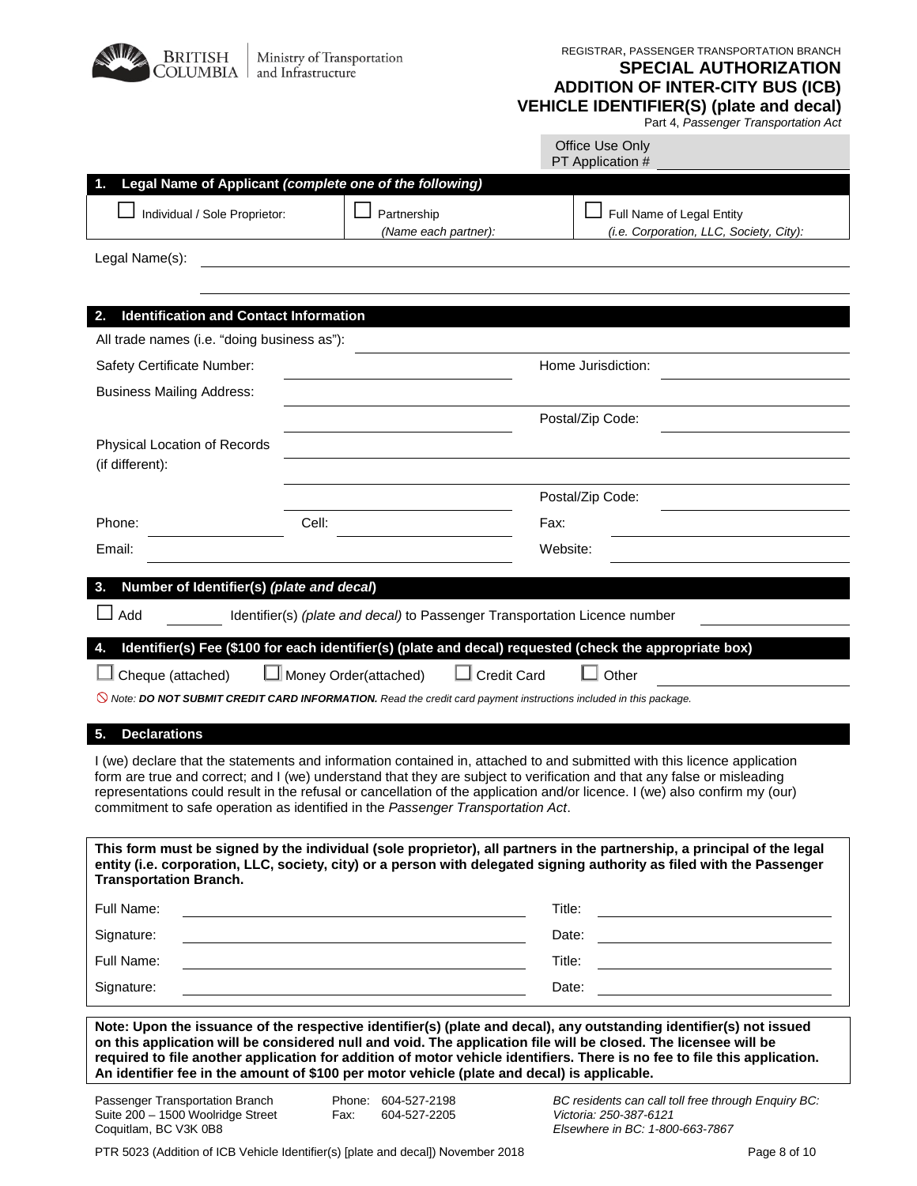British Columbia | Ministry of Transportation and Infrastructure

REGISTRAR, PASSENGER TRANSPORTATION BRANCH

# SPECIAL AUTHORIZATION ADDITION OF INTER-CITY BUS (ICB) VEHICLE IDENTIFIER(S) (plate and decal)

Part 4, *Passenger Transportation Act*

Office Use Only
PT Application # ____________

## 1. Legal Name of Applicant *(complete one of the following)*

| ☐ Individual / Sole Proprietor: | ☐ Partnership *(Name each partner):* | ☐ Full Name of Legal Entity *(i.e. Corporation, LLC, Society, City):* |
|---|---|---|

Legal Name(s): ____________________________________________

____________________________________________

## 2. Identification and Contact Information

All trade names (i.e. "doing business as"): ____________________________________________

Safety Certificate Number: ____________________ Home Jurisdiction: ____________________

Business Mailing Address: ____________________________________________

____________________ Postal/Zip Code: ____________________

Physical Location of Records (if different): ____________________________________________

____________________________________________

____________________ Postal/Zip Code: ____________________

Phone: ____________ Cell: ____________ Fax: ____________

Email: ____________________ Website: ____________________

## 3. Number of Identifier(s) *(plate and decal)*

☐ Add ________ Identifier(s) *(plate and decal)* to Passenger Transportation Licence number ____________

## 4. Identifier(s) Fee ($100 for each identifier(s) (plate and decal) requested (check the appropriate box)

☐ Cheque (attached) ☐ Money Order(attached) ☐ Credit Card ☐ Other ____________

⃠ *Note:* ***DO NOT SUBMIT CREDIT CARD INFORMATION.*** *Read the credit card payment instructions included in this package.*

## 5. Declarations

I (we) declare that the statements and information contained in, attached to and submitted with this licence application form are true and correct; and I (we) understand that they are subject to verification and that any false or misleading representations could result in the refusal or cancellation of the application and/or licence. I (we) also confirm my (our) commitment to safe operation as identified in the *Passenger Transportation Act*.

**This form must be signed by the individual (sole proprietor), all partners in the partnership, a principal of the legal entity (i.e. corporation, LLC, society, city) or a person with delegated signing authority as filed with the Passenger Transportation Branch.**

Full Name: ______________________________ Title: ____________________

Signature: ______________________________ Date: ____________________

Full Name: ______________________________ Title: ____________________

Signature: ______________________________ Date: ____________________

**Note: Upon the issuance of the respective identifier(s) (plate and decal), any outstanding identifier(s) not issued on this application will be considered null and void. The application file will be closed. The licensee will be required to file another application for addition of motor vehicle identifiers. There is no fee to file this application. An identifier fee in the amount of $100 per motor vehicle (plate and decal) is applicable.**

Passenger Transportation Branch
Suite 200 – 1500 Woolridge Street
Coquitlam, BC V3K 0B8

Phone: 604-527-2198
Fax: 604-527-2205

*BC residents can call toll free through Enquiry BC:*
*Victoria: 250-387-6121*
*Elsewhere in BC: 1-800-663-7867*

PTR 5023 (Addition of ICB Vehicle Identifier(s) [plate and decal]) November 2018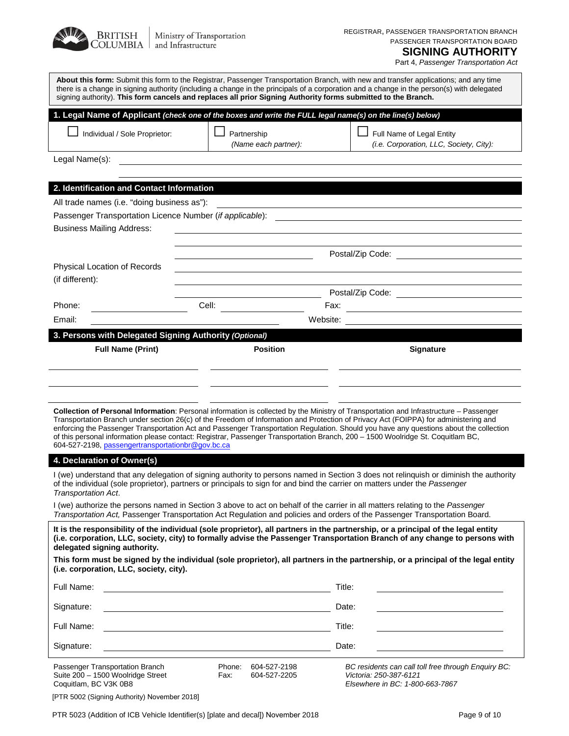BRITISH COLUMBIA | Ministry of Transportation and Infrastructure

REGISTRAR, PASSENGER TRANSPORTATION BRANCH
PASSENGER TRANSPORTATION BOARD

# SIGNING AUTHORITY

Part 4, *Passenger Transportation Act*

**About this form:** Submit this form to the Registrar, Passenger Transportation Branch, with new and transfer applications; and any time there is a change in signing authority (including a change in the principals of a corporation and a change in the person(s) with delegated signing authority). **This form cancels and replaces all prior Signing Authority forms submitted to the Branch.**

## 1. Legal Name of Applicant *(check one of the boxes and write the FULL legal name(s) on the line(s) below)*

| ☐ Individual / Sole Proprietor: | ☐ Partnership *(Name each partner):* | ☐ Full Name of Legal Entity *(i.e. Corporation, LLC, Society, City):* |
|---|---|---|

Legal Name(s): ____________________

____________________

## 2. Identification and Contact Information

All trade names (i.e. "doing business as"): ____________________

Passenger Transportation Licence Number (*if applicable*): ____________________

Business Mailing Address: ____________________

____________________

____________________ Postal/Zip Code: ____________________

Physical Location of Records (if different): ____________________

____________________

____________________ Postal/Zip Code: ____________________

Phone: ____________ Cell: ____________ Fax: ____________

Email: ____________________ Website: ____________________

## 3. Persons with Delegated Signing Authority *(Optional)*

| Full Name (Print) | Position | Signature |
|---|---|---|
| | | |
| | | |
| | | |

**Collection of Personal Information**: Personal information is collected by the Ministry of Transportation and Infrastructure – Passenger Transportation Branch under section 26(c) of the Freedom of Information and Protection of Privacy Act (FOIPPA) for administering and enforcing the Passenger Transportation Act and Passenger Transportation Regulation. Should you have any questions about the collection of this personal information please contact: Registrar, Passenger Transportation Branch, 200 – 1500 Woolridge St. Coquitlam BC, 604-527-2198, passengertransportationbr@gov.bc.ca

## 4. Declaration of Owner(s)

I (we) understand that any delegation of signing authority to persons named in Section 3 does not relinquish or diminish the authority of the individual (sole proprietor), partners or principals to sign for and bind the carrier on matters under the *Passenger Transportation Act*.

I (we) authorize the persons named in Section 3 above to act on behalf of the carrier in all matters relating to the *Passenger Transportation Act,* Passenger Transportation Act Regulation and policies and orders of the Passenger Transportation Board.

**It is the responsibility of the individual (sole proprietor), all partners in the partnership, or a principal of the legal entity (i.e. corporation, LLC, society, city) to formally advise the Passenger Transportation Branch of any change to persons with delegated signing authority.**

**This form must be signed by the individual (sole proprietor), all partners in the partnership, or a principal of the legal entity (i.e. corporation, LLC, society, city).**

Full Name: ____________________ Title: ____________

Signature: ____________________ Date: ____________

Full Name: ____________________ Title: ____________

Signature: ____________________ Date: ____________

Passenger Transportation Branch
Suite 200 – 1500 Woolridge Street
Coquitlam, BC V3K 0B8

Phone: 604-527-2198
Fax: 604-527-2205

*BC residents can call toll free through Enquiry BC:*
*Victoria: 250-387-6121*
*Elsewhere in BC: 1-800-663-7867*

[PTR 5002 (Signing Authority) November 2018]

PTR 5023 (Addition of ICB Vehicle Identifier(s) [plate and decal]) November 2018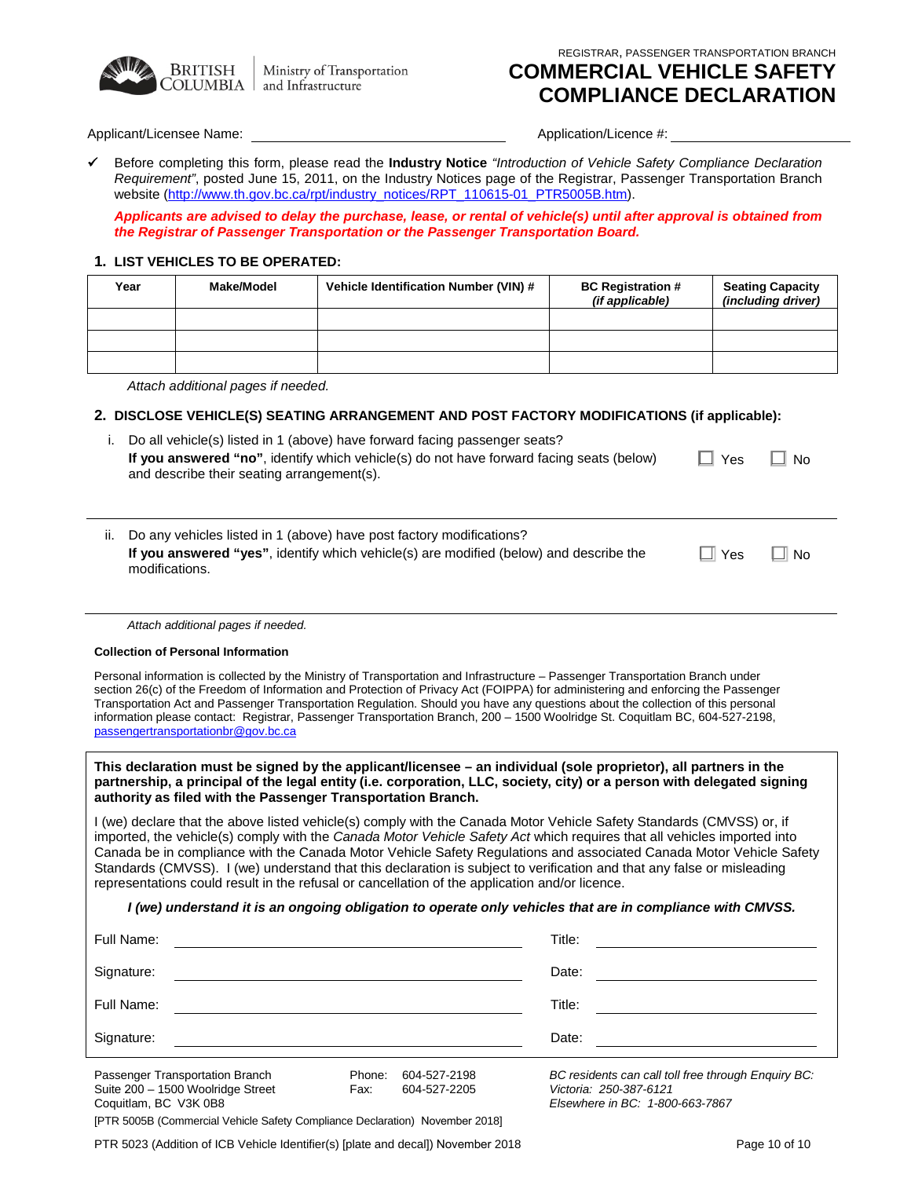REGISTRAR, PASSENGER TRANSPORTATION BRANCH

# COMMERCIAL VEHICLE SAFETY COMPLIANCE DECLARATION

BRITISH COLUMBIA | Ministry of Transportation and Infrastructure

Applicant/Licensee Name: ____________________ Application/Licence #: ____________________

✓ Before completing this form, please read the **Industry Notice** *"Introduction of Vehicle Safety Compliance Declaration Requirement"*, posted June 15, 2011, on the Industry Notices page of the Registrar, Passenger Transportation Branch website (http://www.th.gov.bc.ca/rpt/industry_notices/RPT_110615-01_PTR5005B.htm).

***Applicants are advised to delay the purchase, lease, or rental of vehicle(s) until after approval is obtained from the Registrar of Passenger Transportation or the Passenger Transportation Board.***

## 1. LIST VEHICLES TO BE OPERATED:

| Year | Make/Model | Vehicle Identification Number (VIN) # | BC Registration # *(if applicable)* | Seating Capacity *(including driver)* |
|---|---|---|---|---|
| | | | | |
| | | | | |
| | | | | |

*Attach additional pages if needed.*

## 2. DISCLOSE VEHICLE(S) SEATING ARRANGEMENT AND POST FACTORY MODIFICATIONS (if applicable):

i. Do all vehicle(s) listed in 1 (above) have forward facing passenger seats?
**If you answered "no"**, identify which vehicle(s) do not have forward facing seats (below) and describe their seating arrangement(s). ☐ Yes ☐ No

ii. Do any vehicles listed in 1 (above) have post factory modifications?
**If you answered "yes"**, identify which vehicle(s) are modified (below) and describe the modifications. ☐ Yes ☐ No

*Attach additional pages if needed.*

**Collection of Personal Information**

Personal information is collected by the Ministry of Transportation and Infrastructure – Passenger Transportation Branch under section 26(c) of the Freedom of Information and Protection of Privacy Act (FOIPPA) for administering and enforcing the Passenger Transportation Act and Passenger Transportation Regulation. Should you have any questions about the collection of this personal information please contact: Registrar, Passenger Transportation Branch, 200 – 1500 Woolridge St. Coquitlam BC, 604-527-2198, passengertransportationbr@gov.bc.ca

**This declaration must be signed by the applicant/licensee – an individual (sole proprietor), all partners in the partnership, a principal of the legal entity (i.e. corporation, LLC, society, city) or a person with delegated signing authority as filed with the Passenger Transportation Branch.**

I (we) declare that the above listed vehicle(s) comply with the Canada Motor Vehicle Safety Standards (CMVSS) or, if imported, the vehicle(s) comply with the *Canada Motor Vehicle Safety Act* which requires that all vehicles imported into Canada be in compliance with the Canada Motor Vehicle Safety Regulations and associated Canada Motor Vehicle Safety Standards (CMVSS). I (we) understand that this declaration is subject to verification and that any false or misleading representations could result in the refusal or cancellation of the application and/or licence.

***I (we) understand it is an ongoing obligation to operate only vehicles that are in compliance with CMVSS.***

Full Name: ____________________ Title: ____________________

Signature: ____________________ Date: ____________________

Full Name: ____________________ Title: ____________________

Signature: ____________________ Date: ____________________

Passenger Transportation Branch
Suite 200 – 1500 Woolridge Street
Coquitlam, BC V3K 0B8

Phone: 604-527-2198
Fax: 604-527-2205

*BC residents can call toll free through Enquiry BC:*
*Victoria: 250-387-6121*
*Elsewhere in BC: 1-800-663-7867*

[PTR 5005B (Commercial Vehicle Safety Compliance Declaration) November 2018]

PTR 5023 (Addition of ICB Vehicle Identifier(s) [plate and decal]) November 2018